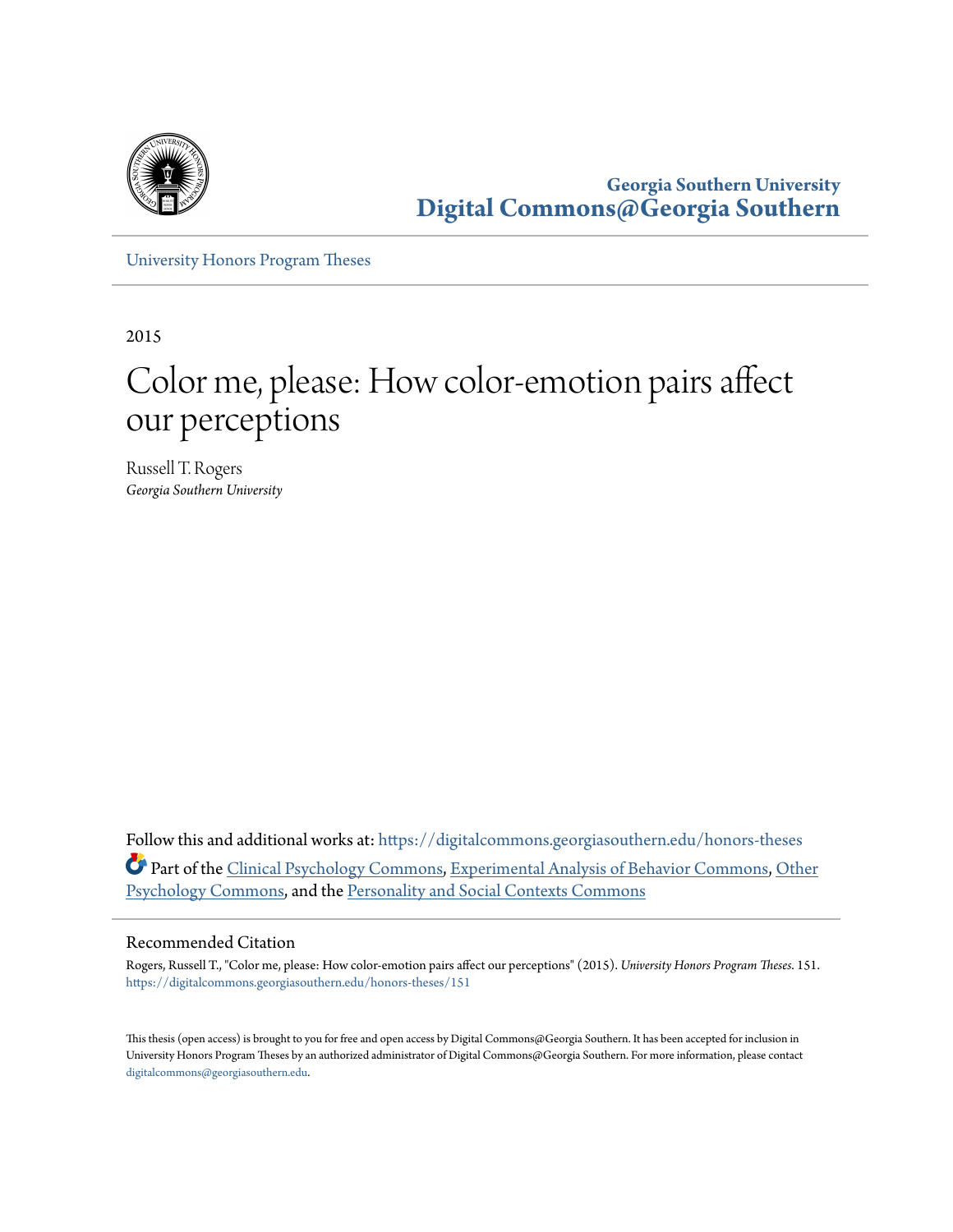Georgia Southern University
**Digital Commons@Georgia Southern**

University Honors Program Theses

2015

# Color me, please: How color-emotion pairs affect our perceptions

Russell T. Rogers
*Georgia Southern University*

Follow this and additional works at: https://digitalcommons.georgiasouthern.edu/honors-theses

Part of the Clinical Psychology Commons, Experimental Analysis of Behavior Commons, Other Psychology Commons, and the Personality and Social Contexts Commons

## Recommended Citation

Rogers, Russell T., "Color me, please: How color-emotion pairs affect our perceptions" (2015). *University Honors Program Theses*. 151.
https://digitalcommons.georgiasouthern.edu/honors-theses/151

This thesis (open access) is brought to you for free and open access by Digital Commons@Georgia Southern. It has been accepted for inclusion in University Honors Program Theses by an authorized administrator of Digital Commons@Georgia Southern. For more information, please contact digitalcommons@georgiasouthern.edu.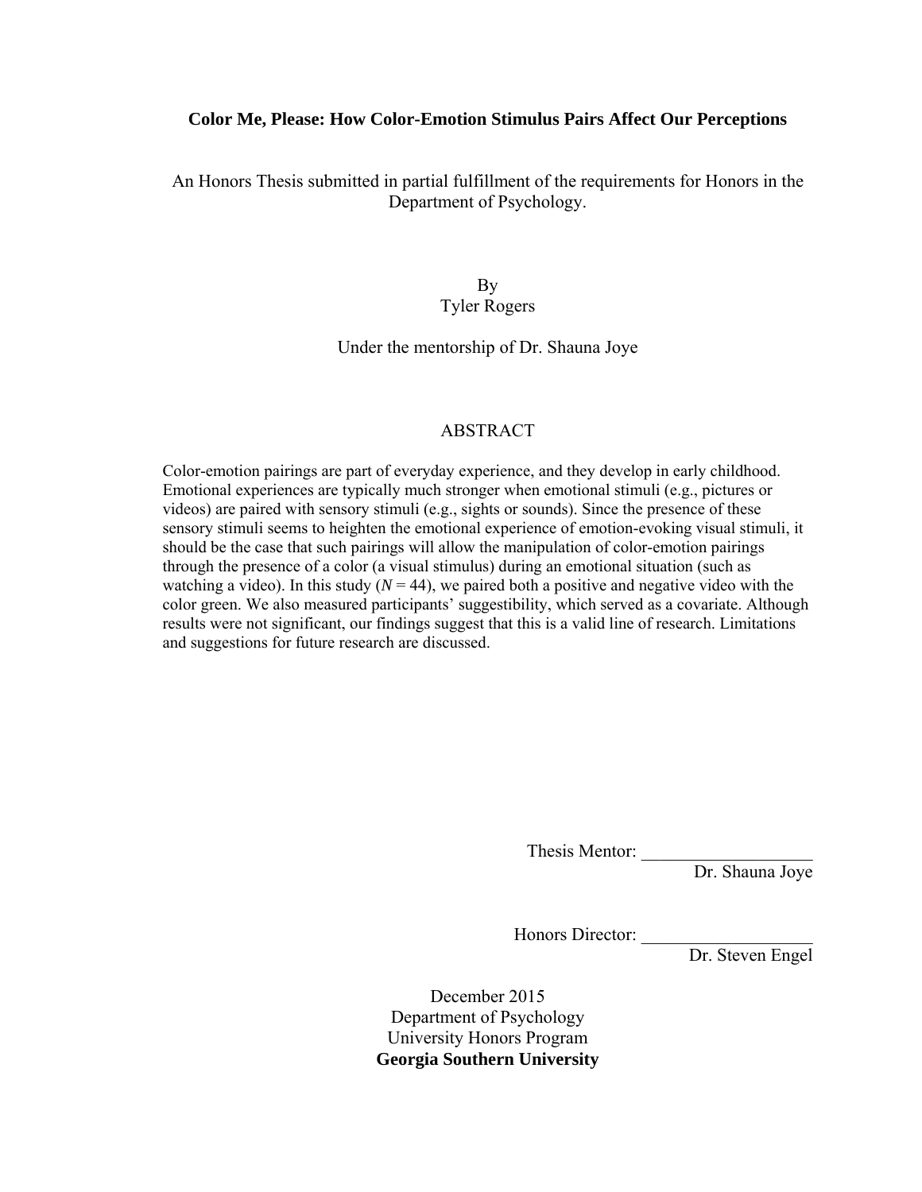**Color Me, Please: How Color-Emotion Stimulus Pairs Affect Our Perceptions**

An Honors Thesis submitted in partial fulfillment of the requirements for Honors in the Department of Psychology.

By
Tyler Rogers

Under the mentorship of Dr. Shauna Joye

## ABSTRACT

Color-emotion pairings are part of everyday experience, and they develop in early childhood. Emotional experiences are typically much stronger when emotional stimuli (e.g., pictures or videos) are paired with sensory stimuli (e.g., sights or sounds). Since the presence of these sensory stimuli seems to heighten the emotional experience of emotion-evoking visual stimuli, it should be the case that such pairings will allow the manipulation of color-emotion pairings through the presence of a color (a visual stimulus) during an emotional situation (such as watching a video). In this study ($N$ = 44), we paired both a positive and negative video with the color green. We also measured participants' suggestibility, which served as a covariate. Although results were not significant, our findings suggest that this is a valid line of research. Limitations and suggestions for future research are discussed.

Thesis Mentor: ___________________
Dr. Shauna Joye

Honors Director: ___________________
Dr. Steven Engel

December 2015
Department of Psychology
University Honors Program
**Georgia Southern University**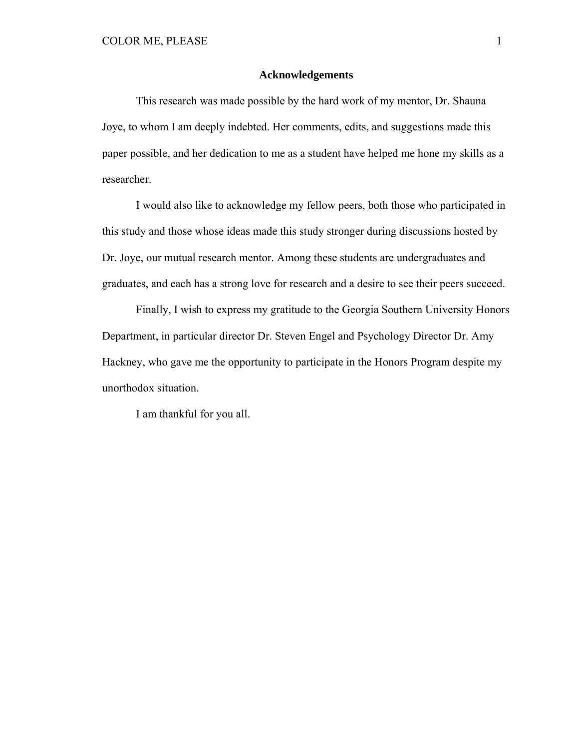## Acknowledgements

This research was made possible by the hard work of my mentor, Dr. Shauna Joye, to whom I am deeply indebted. Her comments, edits, and suggestions made this paper possible, and her dedication to me as a student have helped me hone my skills as a researcher.

I would also like to acknowledge my fellow peers, both those who participated in this study and those whose ideas made this study stronger during discussions hosted by Dr. Joye, our mutual research mentor. Among these students are undergraduates and graduates, and each has a strong love for research and a desire to see their peers succeed.

Finally, I wish to express my gratitude to the Georgia Southern University Honors Department, in particular director Dr. Steven Engel and Psychology Director Dr. Amy Hackney, who gave me the opportunity to participate in the Honors Program despite my unorthodox situation.

I am thankful for you all.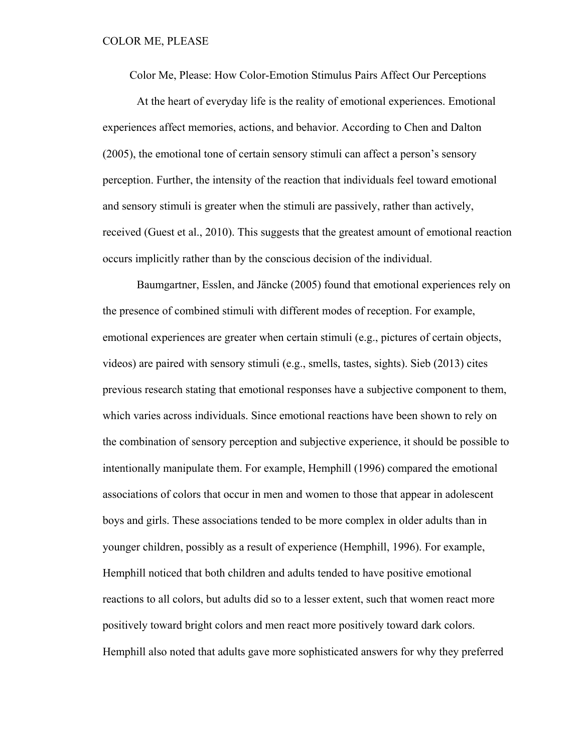Color Me, Please: How Color-Emotion Stimulus Pairs Affect Our Perceptions

At the heart of everyday life is the reality of emotional experiences. Emotional experiences affect memories, actions, and behavior. According to Chen and Dalton (2005), the emotional tone of certain sensory stimuli can affect a person's sensory perception. Further, the intensity of the reaction that individuals feel toward emotional and sensory stimuli is greater when the stimuli are passively, rather than actively, received (Guest et al., 2010). This suggests that the greatest amount of emotional reaction occurs implicitly rather than by the conscious decision of the individual.

Baumgartner, Esslen, and Jäncke (2005) found that emotional experiences rely on the presence of combined stimuli with different modes of reception. For example, emotional experiences are greater when certain stimuli (e.g., pictures of certain objects, videos) are paired with sensory stimuli (e.g., smells, tastes, sights). Sieb (2013) cites previous research stating that emotional responses have a subjective component to them, which varies across individuals. Since emotional reactions have been shown to rely on the combination of sensory perception and subjective experience, it should be possible to intentionally manipulate them. For example, Hemphill (1996) compared the emotional associations of colors that occur in men and women to those that appear in adolescent boys and girls. These associations tended to be more complex in older adults than in younger children, possibly as a result of experience (Hemphill, 1996). For example, Hemphill noticed that both children and adults tended to have positive emotional reactions to all colors, but adults did so to a lesser extent, such that women react more positively toward bright colors and men react more positively toward dark colors. Hemphill also noted that adults gave more sophisticated answers for why they preferred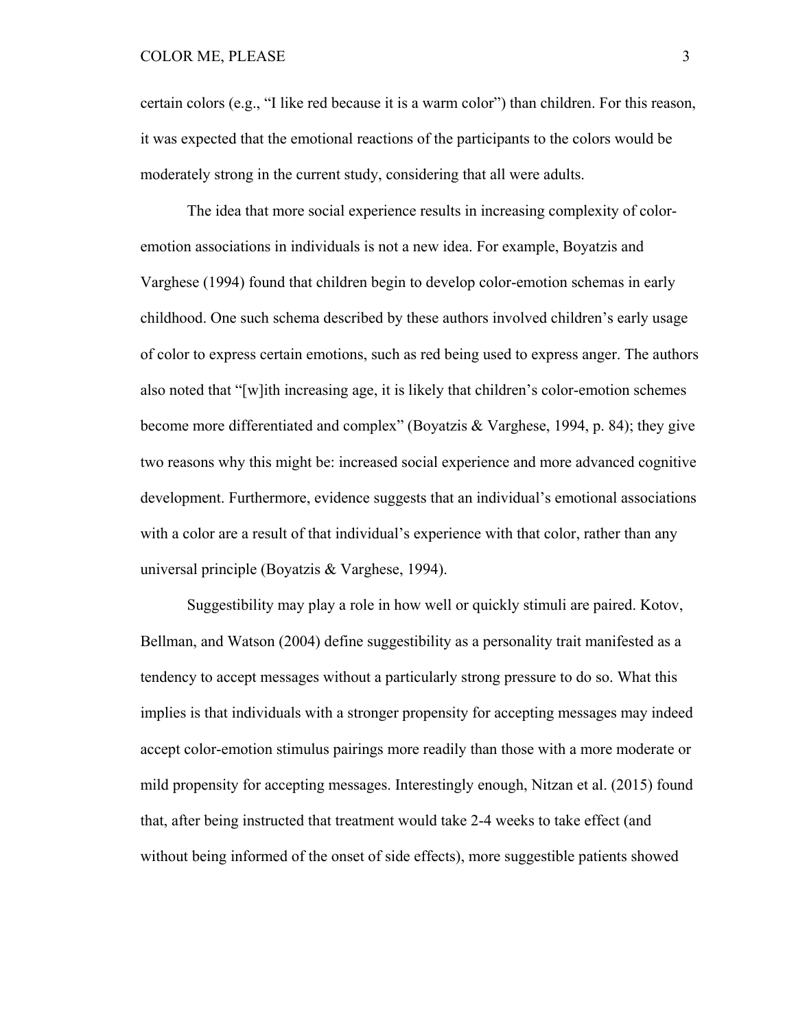certain colors (e.g., "I like red because it is a warm color") than children. For this reason, it was expected that the emotional reactions of the participants to the colors would be moderately strong in the current study, considering that all were adults.

The idea that more social experience results in increasing complexity of color-emotion associations in individuals is not a new idea. For example, Boyatzis and Varghese (1994) found that children begin to develop color-emotion schemas in early childhood. One such schema described by these authors involved children's early usage of color to express certain emotions, such as red being used to express anger. The authors also noted that "[w]ith increasing age, it is likely that children's color-emotion schemes become more differentiated and complex" (Boyatzis & Varghese, 1994, p. 84); they give two reasons why this might be: increased social experience and more advanced cognitive development. Furthermore, evidence suggests that an individual's emotional associations with a color are a result of that individual's experience with that color, rather than any universal principle (Boyatzis & Varghese, 1994).

Suggestibility may play a role in how well or quickly stimuli are paired. Kotov, Bellman, and Watson (2004) define suggestibility as a personality trait manifested as a tendency to accept messages without a particularly strong pressure to do so. What this implies is that individuals with a stronger propensity for accepting messages may indeed accept color-emotion stimulus pairings more readily than those with a more moderate or mild propensity for accepting messages. Interestingly enough, Nitzan et al. (2015) found that, after being instructed that treatment would take 2-4 weeks to take effect (and without being informed of the onset of side effects), more suggestible patients showed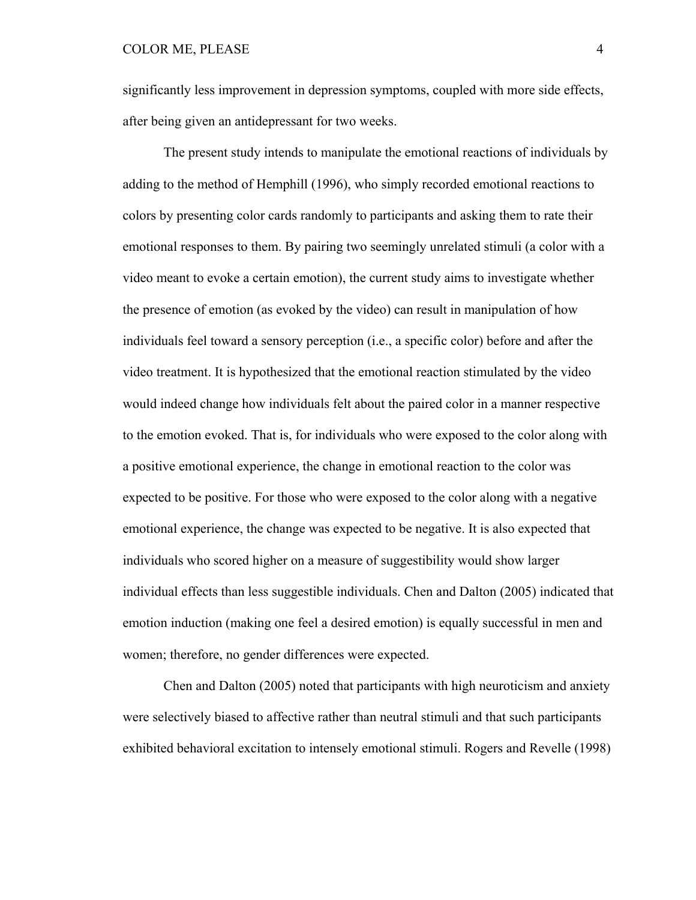significantly less improvement in depression symptoms, coupled with more side effects, after being given an antidepressant for two weeks.

The present study intends to manipulate the emotional reactions of individuals by adding to the method of Hemphill (1996), who simply recorded emotional reactions to colors by presenting color cards randomly to participants and asking them to rate their emotional responses to them. By pairing two seemingly unrelated stimuli (a color with a video meant to evoke a certain emotion), the current study aims to investigate whether the presence of emotion (as evoked by the video) can result in manipulation of how individuals feel toward a sensory perception (i.e., a specific color) before and after the video treatment. It is hypothesized that the emotional reaction stimulated by the video would indeed change how individuals felt about the paired color in a manner respective to the emotion evoked. That is, for individuals who were exposed to the color along with a positive emotional experience, the change in emotional reaction to the color was expected to be positive. For those who were exposed to the color along with a negative emotional experience, the change was expected to be negative. It is also expected that individuals who scored higher on a measure of suggestibility would show larger individual effects than less suggestible individuals. Chen and Dalton (2005) indicated that emotion induction (making one feel a desired emotion) is equally successful in men and women; therefore, no gender differences were expected.

Chen and Dalton (2005) noted that participants with high neuroticism and anxiety were selectively biased to affective rather than neutral stimuli and that such participants exhibited behavioral excitation to intensely emotional stimuli. Rogers and Revelle (1998)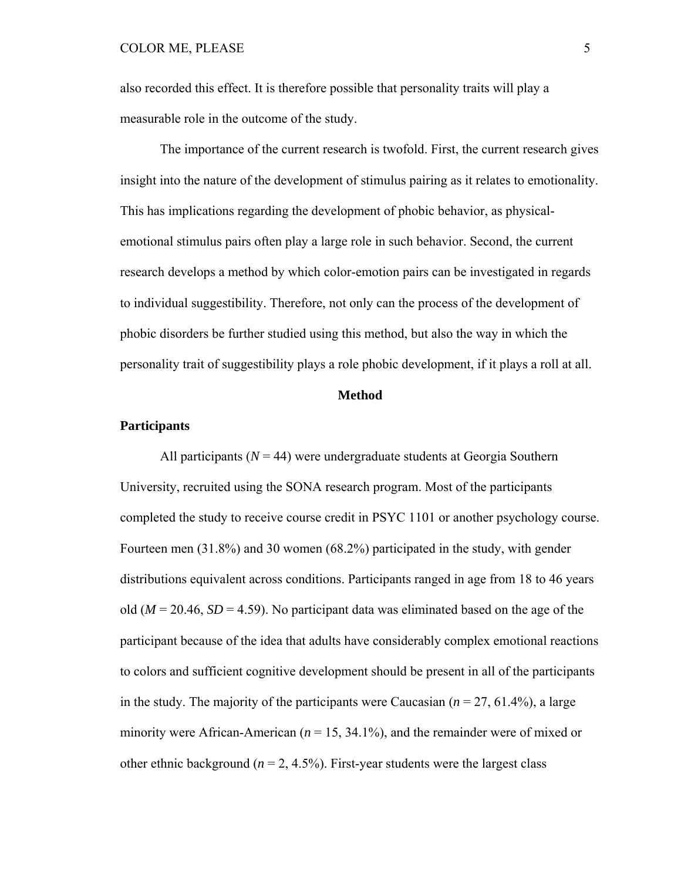also recorded this effect. It is therefore possible that personality traits will play a measurable role in the outcome of the study.

The importance of the current research is twofold. First, the current research gives insight into the nature of the development of stimulus pairing as it relates to emotionality. This has implications regarding the development of phobic behavior, as physical-emotional stimulus pairs often play a large role in such behavior. Second, the current research develops a method by which color-emotion pairs can be investigated in regards to individual suggestibility. Therefore, not only can the process of the development of phobic disorders be further studied using this method, but also the way in which the personality trait of suggestibility plays a role phobic development, if it plays a roll at all.

# Method

## Participants

All participants (*N* = 44) were undergraduate students at Georgia Southern University, recruited using the SONA research program. Most of the participants completed the study to receive course credit in PSYC 1101 or another psychology course. Fourteen men (31.8%) and 30 women (68.2%) participated in the study, with gender distributions equivalent across conditions. Participants ranged in age from 18 to 46 years old (*M* = 20.46, *SD* = 4.59). No participant data was eliminated based on the age of the participant because of the idea that adults have considerably complex emotional reactions to colors and sufficient cognitive development should be present in all of the participants in the study. The majority of the participants were Caucasian (*n* = 27, 61.4%), a large minority were African-American (*n* = 15, 34.1%), and the remainder were of mixed or other ethnic background (*n* = 2, 4.5%). First-year students were the largest class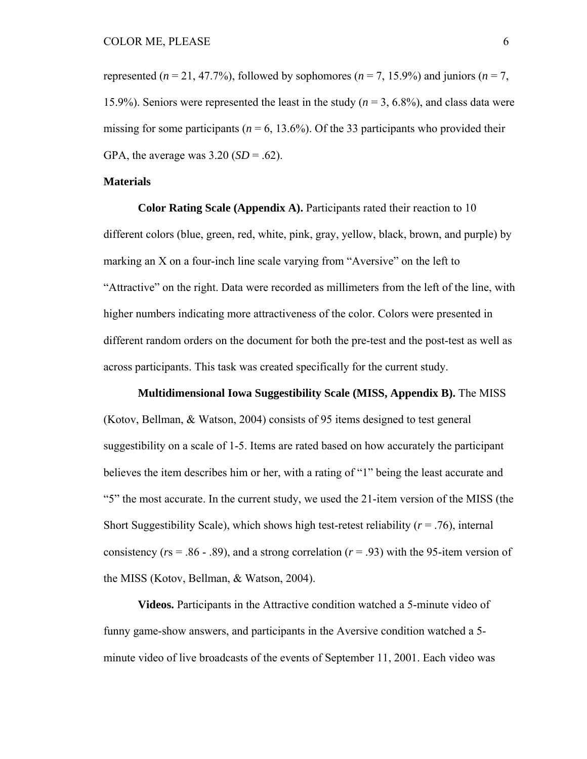represented ($n$ = 21, 47.7%), followed by sophomores ($n$ = 7, 15.9%) and juniors ($n$ = 7, 15.9%). Seniors were represented the least in the study ($n$ = 3, 6.8%), and class data were missing for some participants ($n$ = 6, 13.6%). Of the 33 participants who provided their GPA, the average was 3.20 ($SD$ = .62).

## Materials

**Color Rating Scale (Appendix A).** Participants rated their reaction to 10 different colors (blue, green, red, white, pink, gray, yellow, black, brown, and purple) by marking an X on a four-inch line scale varying from "Aversive" on the left to "Attractive" on the right. Data were recorded as millimeters from the left of the line, with higher numbers indicating more attractiveness of the color. Colors were presented in different random orders on the document for both the pre-test and the post-test as well as across participants. This task was created specifically for the current study.

**Multidimensional Iowa Suggestibility Scale (MISS, Appendix B).** The MISS (Kotov, Bellman, & Watson, 2004) consists of 95 items designed to test general suggestibility on a scale of 1-5. Items are rated based on how accurately the participant believes the item describes him or her, with a rating of "1" being the least accurate and "5" the most accurate. In the current study, we used the 21-item version of the MISS (the Short Suggestibility Scale), which shows high test-retest reliability ($r$ = .76), internal consistency ($r$s = .86 - .89), and a strong correlation ($r$ = .93) with the 95-item version of the MISS (Kotov, Bellman, & Watson, 2004).

**Videos.** Participants in the Attractive condition watched a 5-minute video of funny game-show answers, and participants in the Aversive condition watched a 5-minute video of live broadcasts of the events of September 11, 2001. Each video was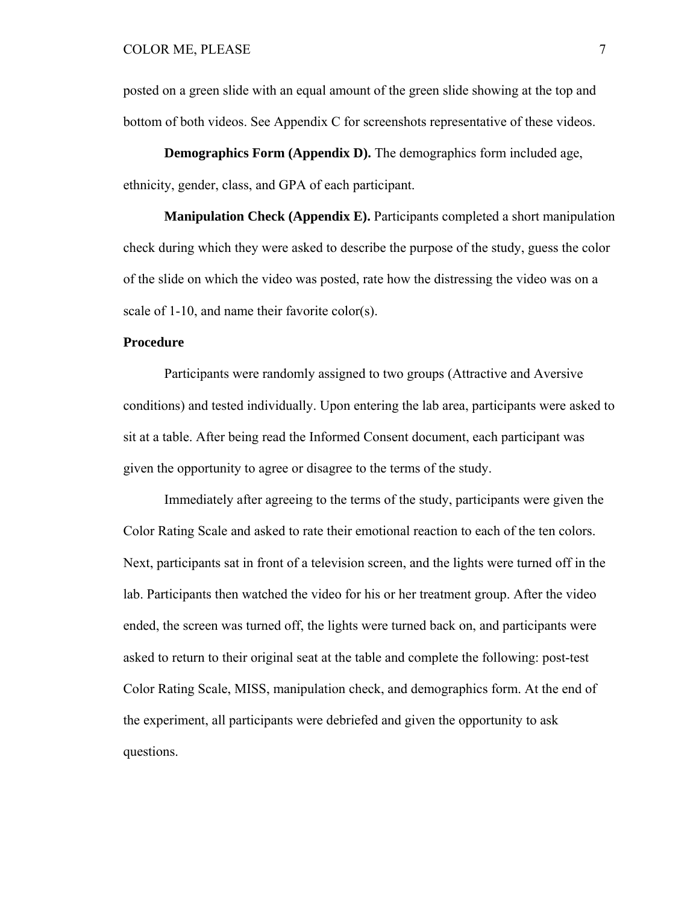posted on a green slide with an equal amount of the green slide showing at the top and bottom of both videos. See Appendix C for screenshots representative of these videos.

**Demographics Form (Appendix D).** The demographics form included age, ethnicity, gender, class, and GPA of each participant.

**Manipulation Check (Appendix E).** Participants completed a short manipulation check during which they were asked to describe the purpose of the study, guess the color of the slide on which the video was posted, rate how the distressing the video was on a scale of 1-10, and name their favorite color(s).

**Procedure**

Participants were randomly assigned to two groups (Attractive and Aversive conditions) and tested individually. Upon entering the lab area, participants were asked to sit at a table. After being read the Informed Consent document, each participant was given the opportunity to agree or disagree to the terms of the study.

Immediately after agreeing to the terms of the study, participants were given the Color Rating Scale and asked to rate their emotional reaction to each of the ten colors. Next, participants sat in front of a television screen, and the lights were turned off in the lab. Participants then watched the video for his or her treatment group. After the video ended, the screen was turned off, the lights were turned back on, and participants were asked to return to their original seat at the table and complete the following: post-test Color Rating Scale, MISS, manipulation check, and demographics form. At the end of the experiment, all participants were debriefed and given the opportunity to ask questions.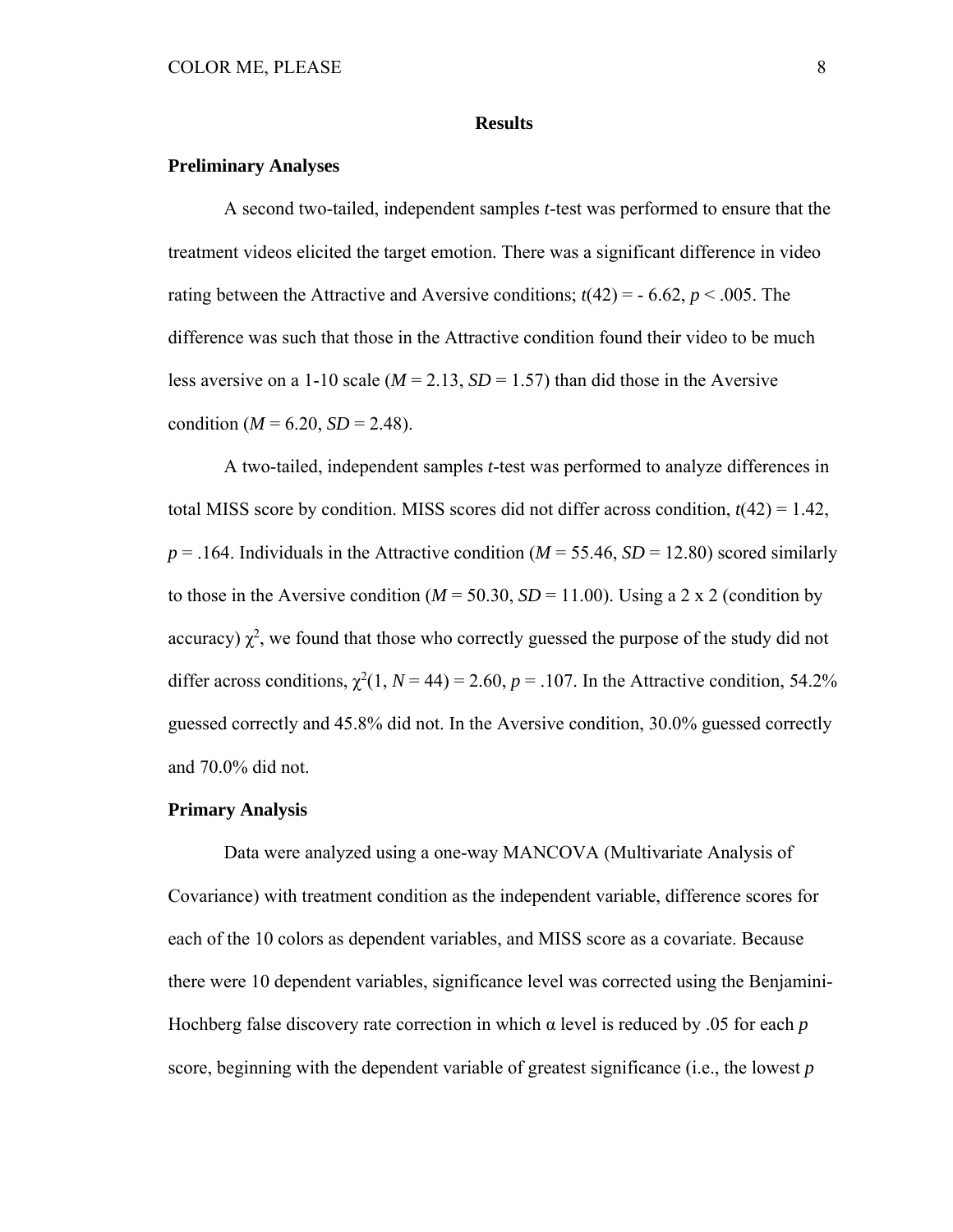## Results

### Preliminary Analyses

A second two-tailed, independent samples *t*-test was performed to ensure that the treatment videos elicited the target emotion. There was a significant difference in video rating between the Attractive and Aversive conditions; $t(42) = -6.62$, $p < .005$. The difference was such that those in the Attractive condition found their video to be much less aversive on a 1-10 scale ($M = 2.13$, $SD = 1.57$) than did those in the Aversive condition ($M = 6.20$, $SD = 2.48$).

A two-tailed, independent samples *t*-test was performed to analyze differences in total MISS score by condition. MISS scores did not differ across condition, $t(42) = 1.42$, $p = .164$. Individuals in the Attractive condition ($M = 55.46$, $SD = 12.80$) scored similarly to those in the Aversive condition ($M = 50.30$, $SD = 11.00$). Using a 2 x 2 (condition by accuracy) $\chi^2$, we found that those who correctly guessed the purpose of the study did not differ across conditions, $\chi^2(1, N = 44) = 2.60$, $p = .107$. In the Attractive condition, 54.2% guessed correctly and 45.8% did not. In the Aversive condition, 30.0% guessed correctly and 70.0% did not.

### Primary Analysis

Data were analyzed using a one-way MANCOVA (Multivariate Analysis of Covariance) with treatment condition as the independent variable, difference scores for each of the 10 colors as dependent variables, and MISS score as a covariate. Because there were 10 dependent variables, significance level was corrected using the Benjamini-Hochberg false discovery rate correction in which $\alpha$ level is reduced by .05 for each *p* score, beginning with the dependent variable of greatest significance (i.e., the lowest *p*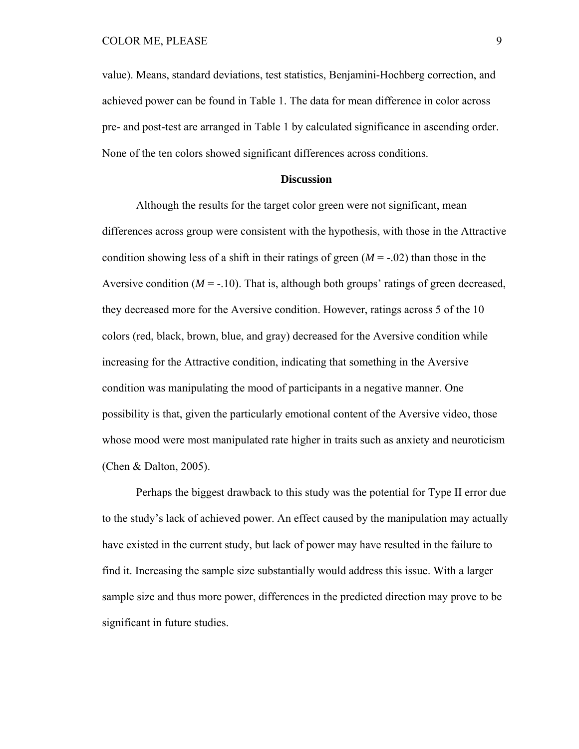value). Means, standard deviations, test statistics, Benjamini-Hochberg correction, and achieved power can be found in Table 1. The data for mean difference in color across pre- and post-test are arranged in Table 1 by calculated significance in ascending order. None of the ten colors showed significant differences across conditions.

## Discussion

Although the results for the target color green were not significant, mean differences across group were consistent with the hypothesis, with those in the Attractive condition showing less of a shift in their ratings of green ($M$ = -.02) than those in the Aversive condition ($M$ = -.10). That is, although both groups' ratings of green decreased, they decreased more for the Aversive condition. However, ratings across 5 of the 10 colors (red, black, brown, blue, and gray) decreased for the Aversive condition while increasing for the Attractive condition, indicating that something in the Aversive condition was manipulating the mood of participants in a negative manner. One possibility is that, given the particularly emotional content of the Aversive video, those whose mood were most manipulated rate higher in traits such as anxiety and neuroticism (Chen & Dalton, 2005).

Perhaps the biggest drawback to this study was the potential for Type II error due to the study's lack of achieved power. An effect caused by the manipulation may actually have existed in the current study, but lack of power may have resulted in the failure to find it. Increasing the sample size substantially would address this issue. With a larger sample size and thus more power, differences in the predicted direction may prove to be significant in future studies.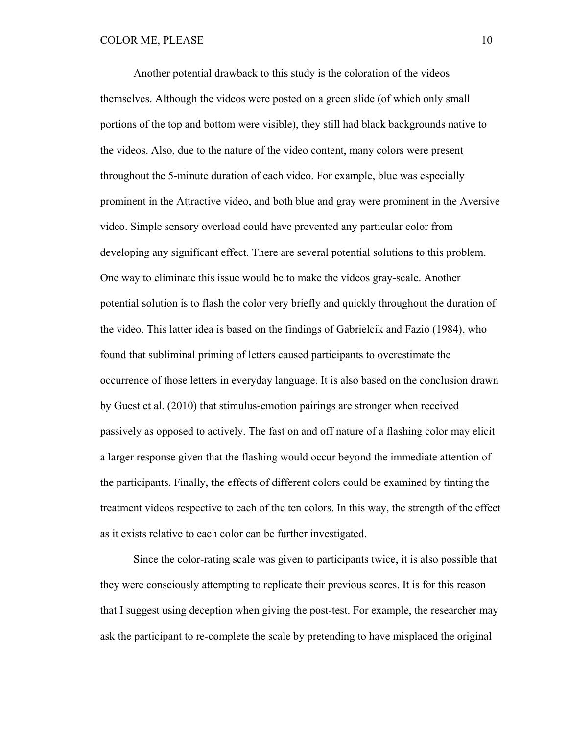Another potential drawback to this study is the coloration of the videos themselves. Although the videos were posted on a green slide (of which only small portions of the top and bottom were visible), they still had black backgrounds native to the videos. Also, due to the nature of the video content, many colors were present throughout the 5-minute duration of each video. For example, blue was especially prominent in the Attractive video, and both blue and gray were prominent in the Aversive video. Simple sensory overload could have prevented any particular color from developing any significant effect. There are several potential solutions to this problem. One way to eliminate this issue would be to make the videos gray-scale. Another potential solution is to flash the color very briefly and quickly throughout the duration of the video. This latter idea is based on the findings of Gabrielcik and Fazio (1984), who found that subliminal priming of letters caused participants to overestimate the occurrence of those letters in everyday language. It is also based on the conclusion drawn by Guest et al. (2010) that stimulus-emotion pairings are stronger when received passively as opposed to actively. The fast on and off nature of a flashing color may elicit a larger response given that the flashing would occur beyond the immediate attention of the participants. Finally, the effects of different colors could be examined by tinting the treatment videos respective to each of the ten colors. In this way, the strength of the effect as it exists relative to each color can be further investigated.

Since the color-rating scale was given to participants twice, it is also possible that they were consciously attempting to replicate their previous scores. It is for this reason that I suggest using deception when giving the post-test. For example, the researcher may ask the participant to re-complete the scale by pretending to have misplaced the original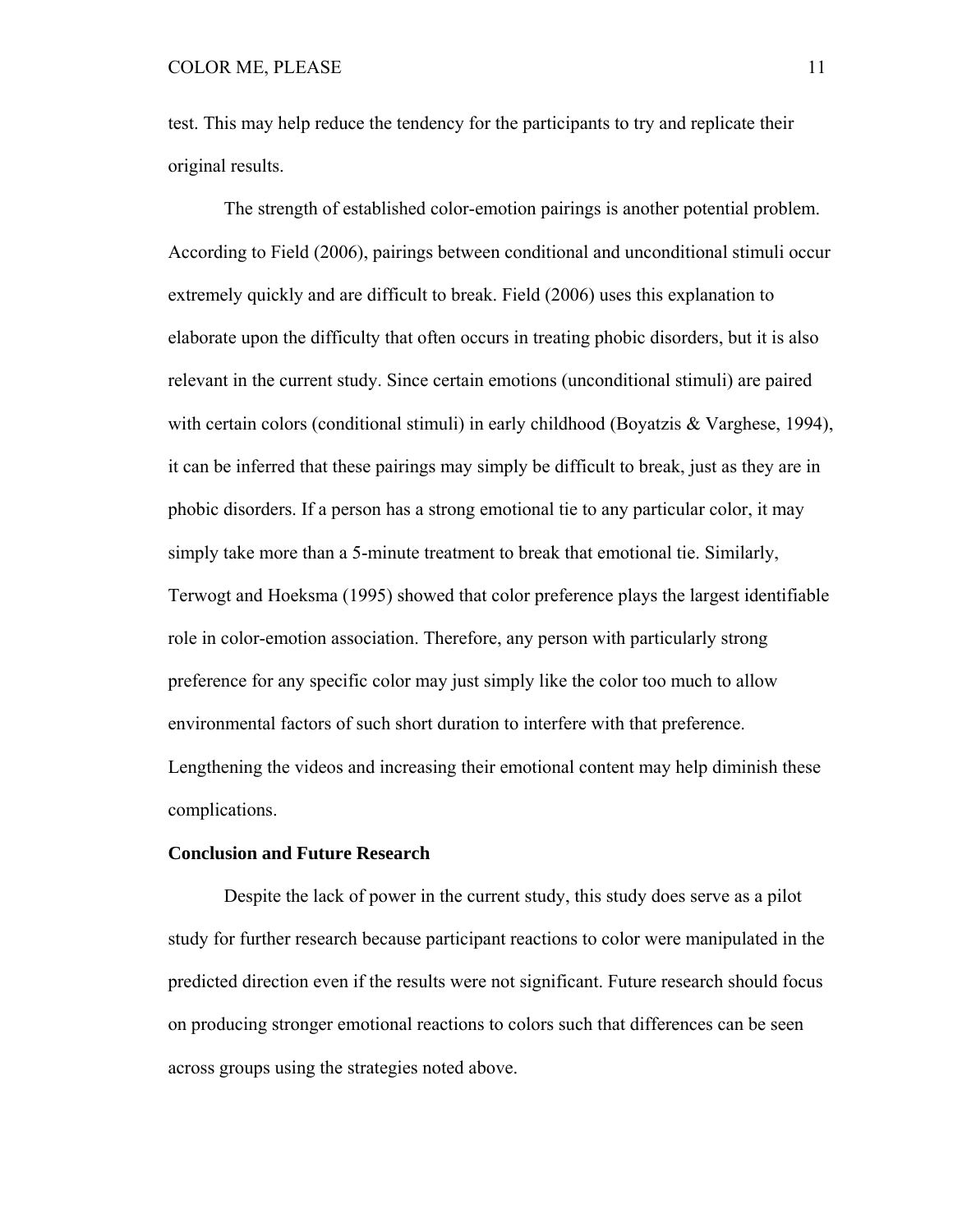test. This may help reduce the tendency for the participants to try and replicate their original results.

The strength of established color-emotion pairings is another potential problem. According to Field (2006), pairings between conditional and unconditional stimuli occur extremely quickly and are difficult to break. Field (2006) uses this explanation to elaborate upon the difficulty that often occurs in treating phobic disorders, but it is also relevant in the current study. Since certain emotions (unconditional stimuli) are paired with certain colors (conditional stimuli) in early childhood (Boyatzis & Varghese, 1994), it can be inferred that these pairings may simply be difficult to break, just as they are in phobic disorders. If a person has a strong emotional tie to any particular color, it may simply take more than a 5-minute treatment to break that emotional tie. Similarly, Terwogt and Hoeksma (1995) showed that color preference plays the largest identifiable role in color-emotion association. Therefore, any person with particularly strong preference for any specific color may just simply like the color too much to allow environmental factors of such short duration to interfere with that preference. Lengthening the videos and increasing their emotional content may help diminish these complications.

**Conclusion and Future Research**

Despite the lack of power in the current study, this study does serve as a pilot study for further research because participant reactions to color were manipulated in the predicted direction even if the results were not significant. Future research should focus on producing stronger emotional reactions to colors such that differences can be seen across groups using the strategies noted above.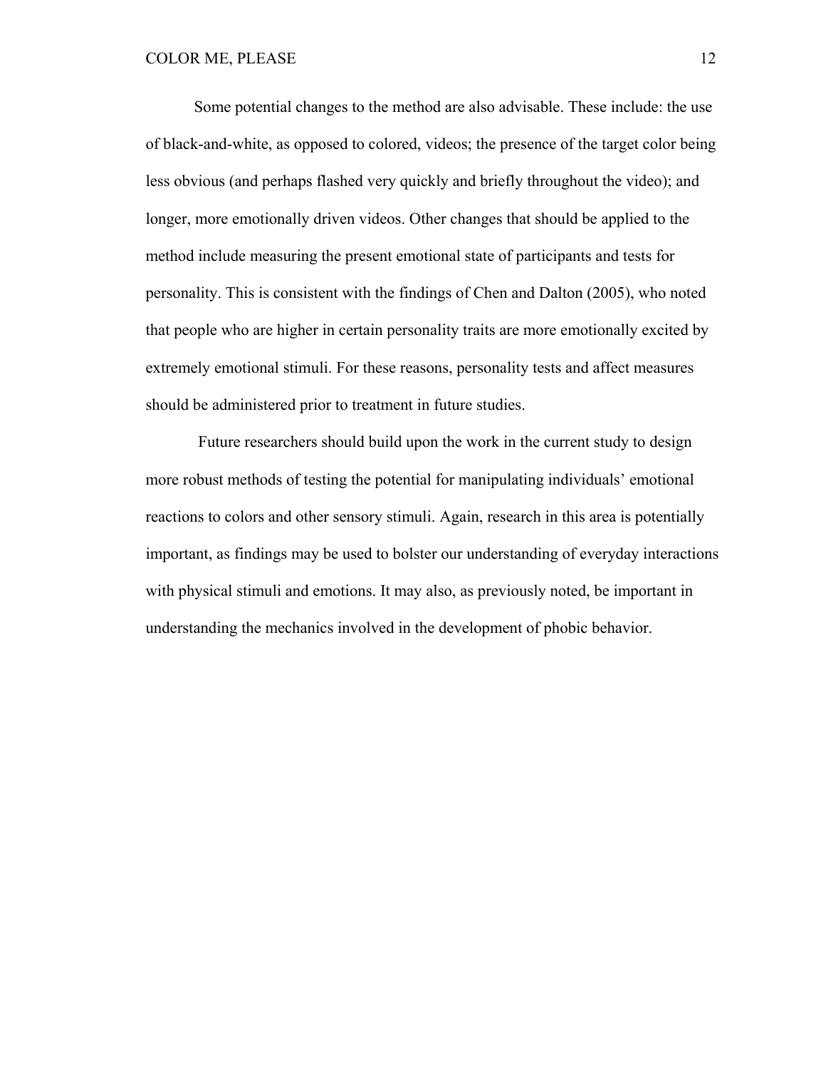Some potential changes to the method are also advisable. These include: the use of black-and-white, as opposed to colored, videos; the presence of the target color being less obvious (and perhaps flashed very quickly and briefly throughout the video); and longer, more emotionally driven videos. Other changes that should be applied to the method include measuring the present emotional state of participants and tests for personality. This is consistent with the findings of Chen and Dalton (2005), who noted that people who are higher in certain personality traits are more emotionally excited by extremely emotional stimuli. For these reasons, personality tests and affect measures should be administered prior to treatment in future studies.

Future researchers should build upon the work in the current study to design more robust methods of testing the potential for manipulating individuals' emotional reactions to colors and other sensory stimuli. Again, research in this area is potentially important, as findings may be used to bolster our understanding of everyday interactions with physical stimuli and emotions. It may also, as previously noted, be important in understanding the mechanics involved in the development of phobic behavior.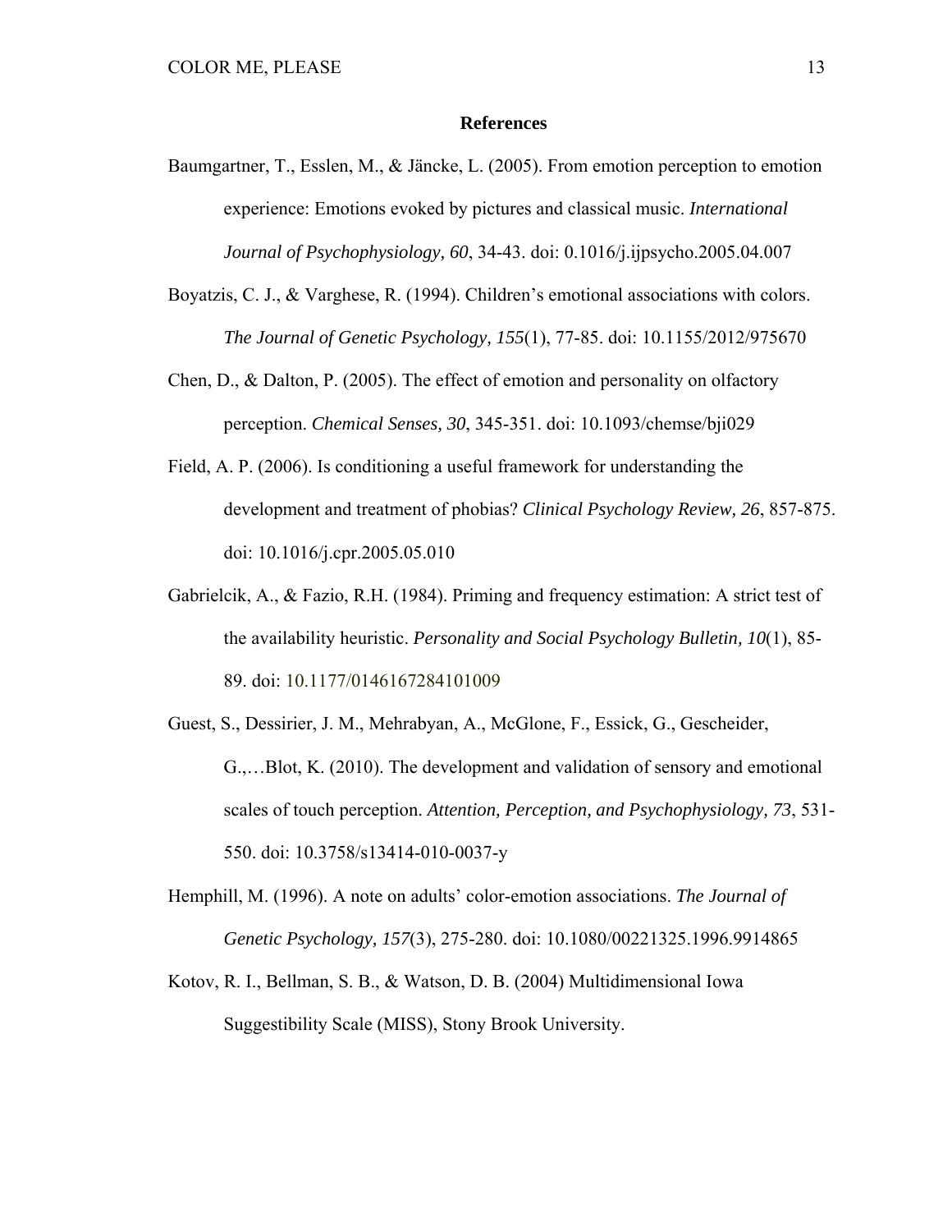**References**

Baumgartner, T., Esslen, M., & Jäncke, L. (2005). From emotion perception to emotion experience: Emotions evoked by pictures and classical music. *International Journal of Psychophysiology, 60*, 34-43. doi: 0.1016/j.ijpsycho.2005.04.007

Boyatzis, C. J., & Varghese, R. (1994). Children's emotional associations with colors. *The Journal of Genetic Psychology, 155*(1), 77-85. doi: 10.1155/2012/975670

Chen, D., & Dalton, P. (2005). The effect of emotion and personality on olfactory perception. *Chemical Senses, 30*, 345-351. doi: 10.1093/chemse/bji029

Field, A. P. (2006). Is conditioning a useful framework for understanding the development and treatment of phobias? *Clinical Psychology Review, 26*, 857-875. doi: 10.1016/j.cpr.2005.05.010

Gabrielcik, A., & Fazio, R.H. (1984). Priming and frequency estimation: A strict test of the availability heuristic. *Personality and Social Psychology Bulletin, 10*(1), 85-89. doi: 10.1177/0146167284101009

Guest, S., Dessirier, J. M., Mehrabyan, A., McGlone, F., Essick, G., Gescheider, G.,…Blot, K. (2010). The development and validation of sensory and emotional scales of touch perception. *Attention, Perception, and Psychophysiology, 73*, 531-550. doi: 10.3758/s13414-010-0037-y

Hemphill, M. (1996). A note on adults' color-emotion associations. *The Journal of Genetic Psychology, 157*(3), 275-280. doi: 10.1080/00221325.1996.9914865

Kotov, R. I., Bellman, S. B., & Watson, D. B. (2004) Multidimensional Iowa Suggestibility Scale (MISS), Stony Brook University.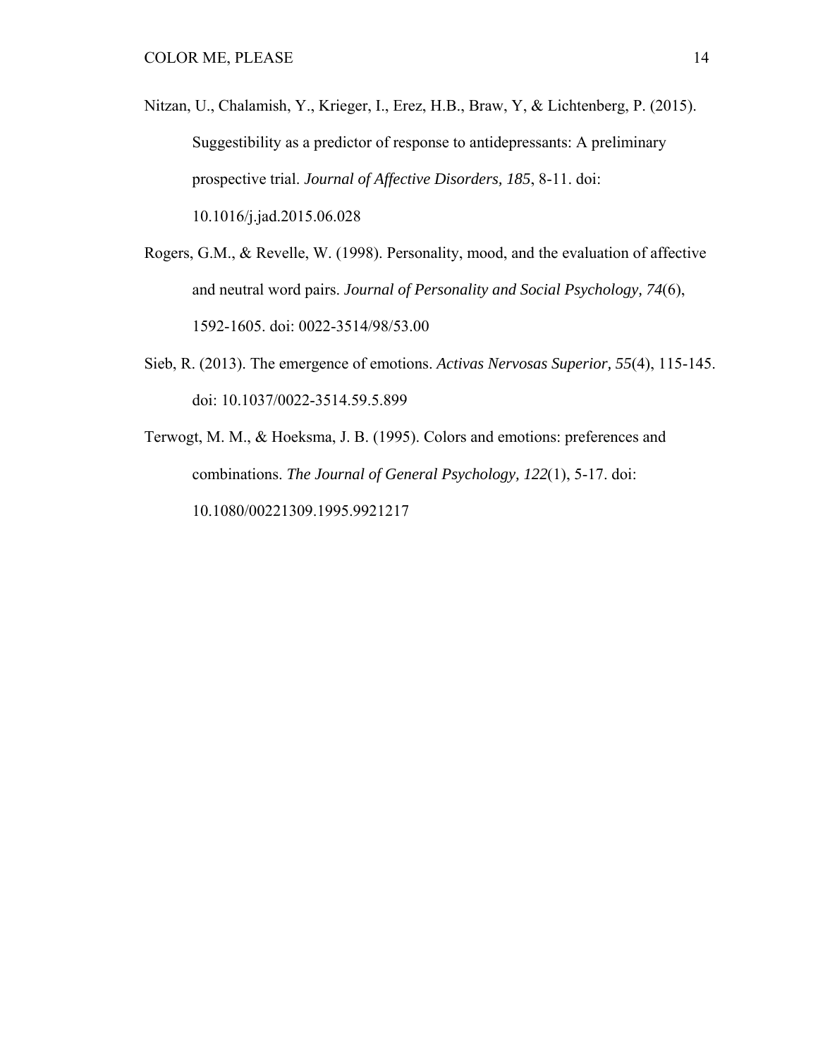Nitzan, U., Chalamish, Y., Krieger, I., Erez, H.B., Braw, Y, & Lichtenberg, P. (2015). Suggestibility as a predictor of response to antidepressants: A preliminary prospective trial. *Journal of Affective Disorders, 185*, 8-11. doi: 10.1016/j.jad.2015.06.028

Rogers, G.M., & Revelle, W. (1998). Personality, mood, and the evaluation of affective and neutral word pairs. *Journal of Personality and Social Psychology, 74*(6), 1592-1605. doi: 0022-3514/98/53.00

Sieb, R. (2013). The emergence of emotions. *Activas Nervosas Superior, 55*(4), 115-145. doi: 10.1037/0022-3514.59.5.899

Terwogt, M. M., & Hoeksma, J. B. (1995). Colors and emotions: preferences and combinations. *The Journal of General Psychology, 122*(1), 5-17. doi: 10.1080/00221309.1995.9921217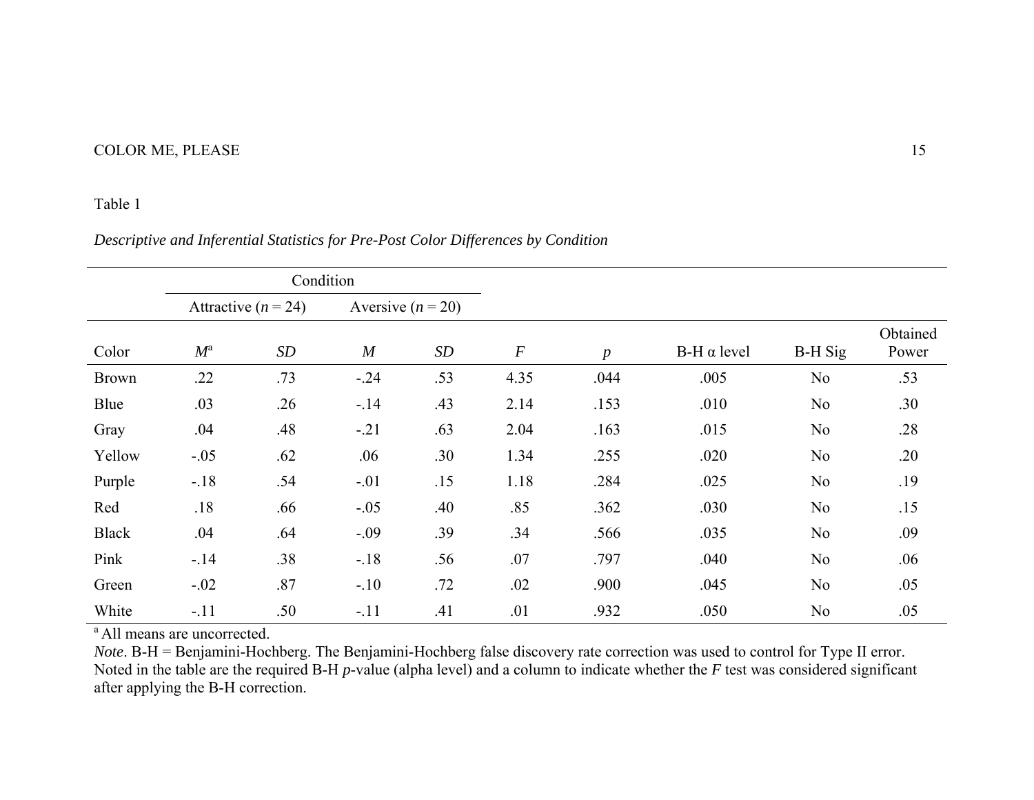Table 1

*Descriptive and Inferential Statistics for Pre-Post Color Differences by Condition*

| | Condition | | | | | | | | |
|---|---|---|---|---|---|---|---|---|---|
| | Attractive (*n* = 24) | | Aversive (*n* = 20) | | | | | | |
| Color | *M*[a] | *SD* | *M* | *SD* | *F* | *p* | B-H α level | B-H Sig | Obtained Power |
| Brown | .22 | .73 | -.24 | .53 | 4.35 | .044 | .005 | No | .53 |
| Blue | .03 | .26 | -.14 | .43 | 2.14 | .153 | .010 | No | .30 |
| Gray | .04 | .48 | -.21 | .63 | 2.04 | .163 | .015 | No | .28 |
| Yellow | -.05 | .62 | .06 | .30 | 1.34 | .255 | .020 | No | .20 |
| Purple | -.18 | .54 | -.01 | .15 | 1.18 | .284 | .025 | No | .19 |
| Red | .18 | .66 | -.05 | .40 | .85 | .362 | .030 | No | .15 |
| Black | .04 | .64 | -.09 | .39 | .34 | .566 | .035 | No | .09 |
| Pink | -.14 | .38 | -.18 | .56 | .07 | .797 | .040 | No | .06 |
| Green | -.02 | .87 | -.10 | .72 | .02 | .900 | .045 | No | .05 |
| White | -.11 | .50 | -.11 | .41 | .01 | .932 | .050 | No | .05 |

[a] All means are uncorrected.

*Note*. B-H = Benjamini-Hochberg. The Benjamini-Hochberg false discovery rate correction was used to control for Type II error. Noted in the table are the required B-H *p*-value (alpha level) and a column to indicate whether the *F* test was considered significant after applying the B-H correction.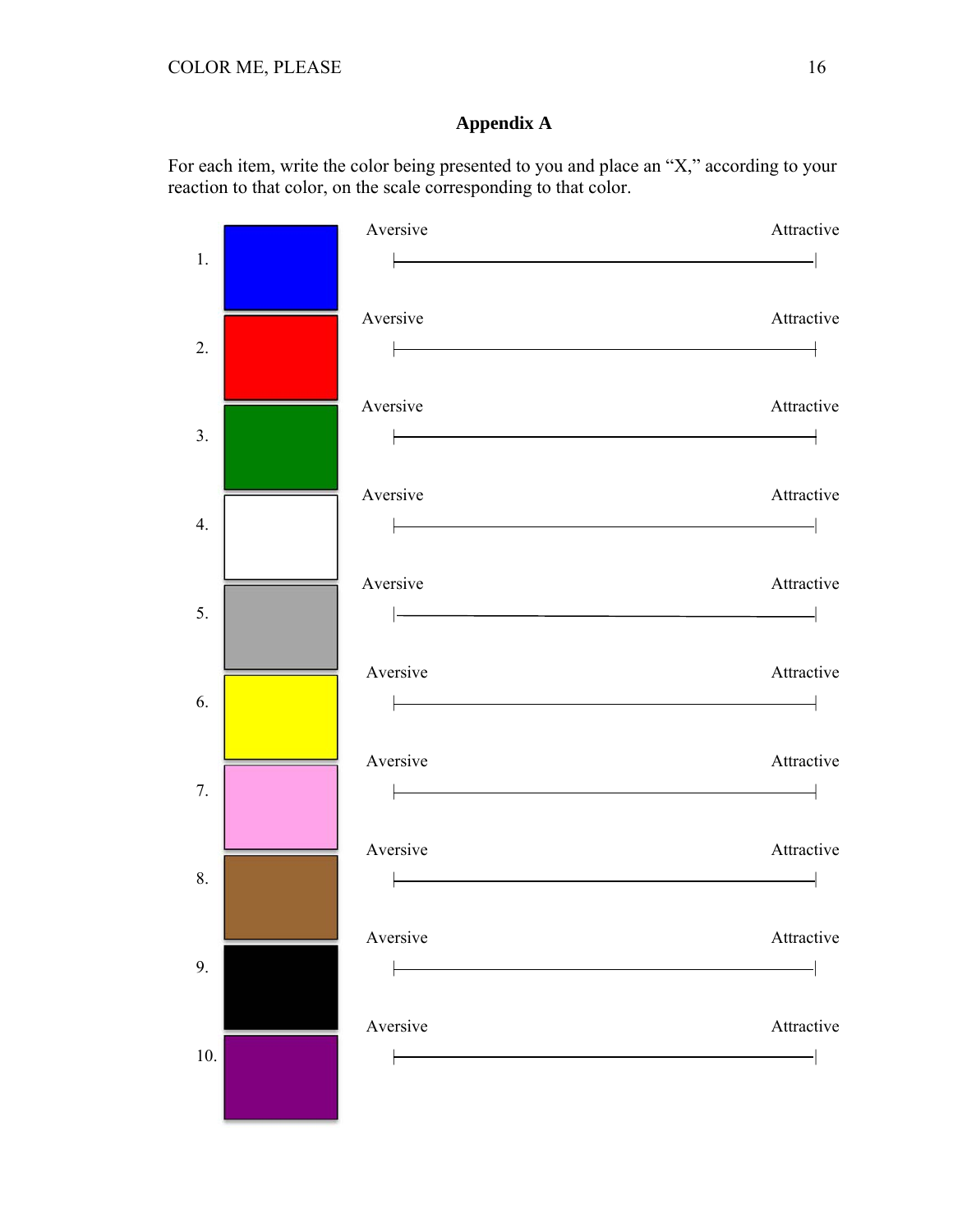## Appendix A

For each item, write the color being presented to you and place an "X," according to your reaction to that color, on the scale corresponding to that color.

1. Aversive |————————————| Attractive

2. Aversive |————————————| Attractive

3. Aversive |————————————| Attractive

4. Aversive |————————————| Attractive

5. Aversive |————————————| Attractive

6. Aversive |————————————| Attractive

7. Aversive |————————————| Attractive

8. Aversive |————————————| Attractive

9. Aversive |————————————| Attractive

10. Aversive |————————————| Attractive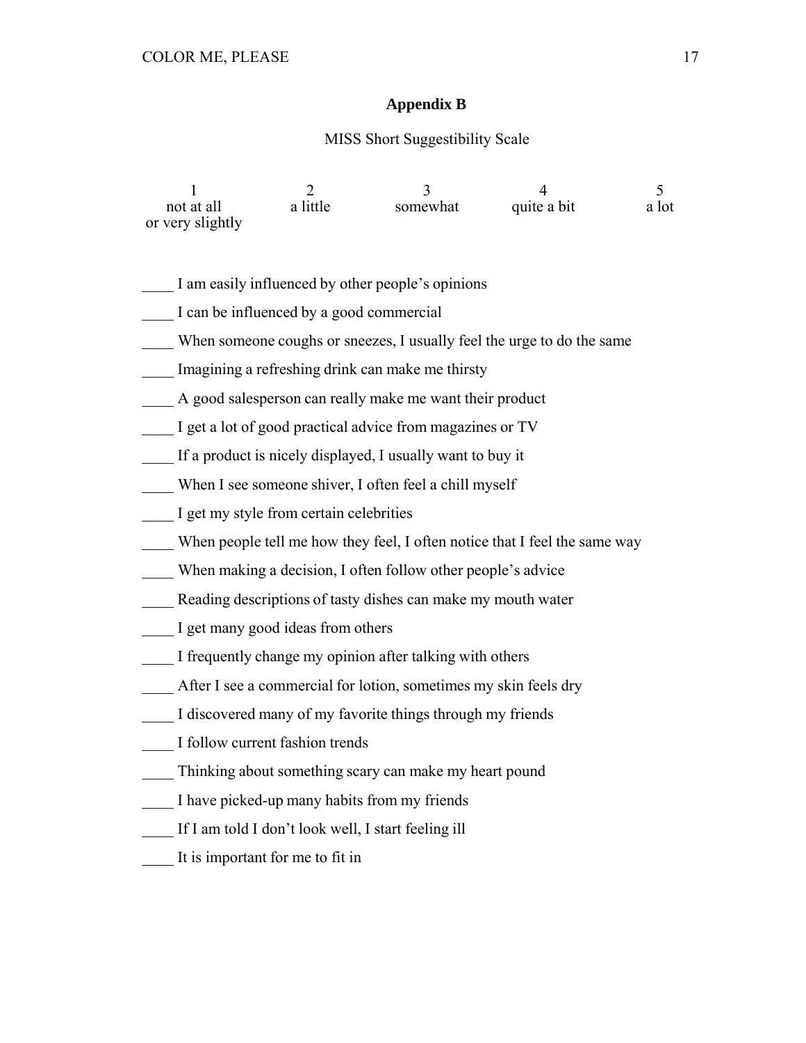## Appendix B

MISS Short Suggestibility Scale

| 1 | 2 | 3 | 4 | 5 |
|---|---|---|---|---|
| not at all or very slightly | a little | somewhat | quite a bit | a lot |

____ I am easily influenced by other people's opinions

____ I can be influenced by a good commercial

____ When someone coughs or sneezes, I usually feel the urge to do the same

____ Imagining a refreshing drink can make me thirsty

____ A good salesperson can really make me want their product

____ I get a lot of good practical advice from magazines or TV

____ If a product is nicely displayed, I usually want to buy it

____ When I see someone shiver, I often feel a chill myself

____ I get my style from certain celebrities

____ When people tell me how they feel, I often notice that I feel the same way

____ When making a decision, I often follow other people's advice

____ Reading descriptions of tasty dishes can make my mouth water

____ I get many good ideas from others

____ I frequently change my opinion after talking with others

____ After I see a commercial for lotion, sometimes my skin feels dry

____ I discovered many of my favorite things through my friends

____ I follow current fashion trends

____ Thinking about something scary can make my heart pound

____ I have picked-up many habits from my friends

____ If I am told I don't look well, I start feeling ill

____ It is important for me to fit in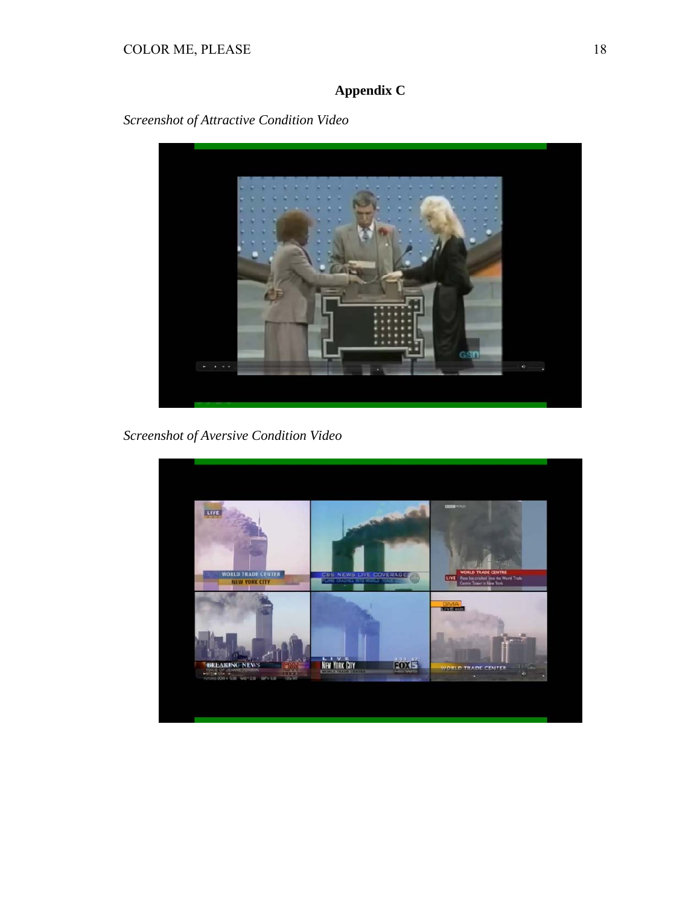## Appendix C

*Screenshot of Attractive Condition Video*

*Screenshot of Aversive Condition Video*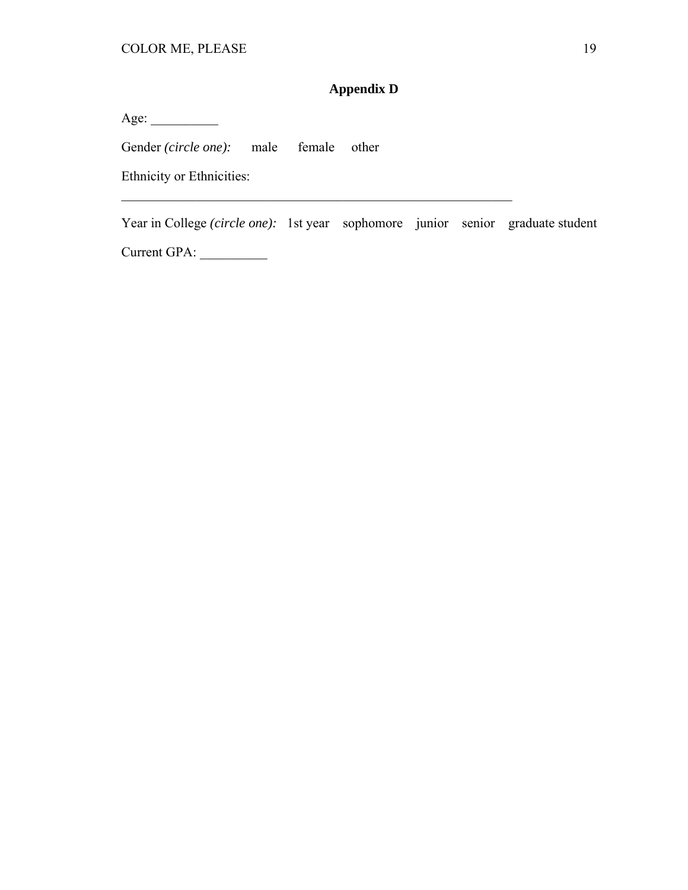## Appendix D

Age: __________

Gender *(circle one):* male female other

Ethnicity or Ethnicities:

______________________________________________________________

Year in College *(circle one):* 1st year sophomore junior senior graduate student

Current GPA: __________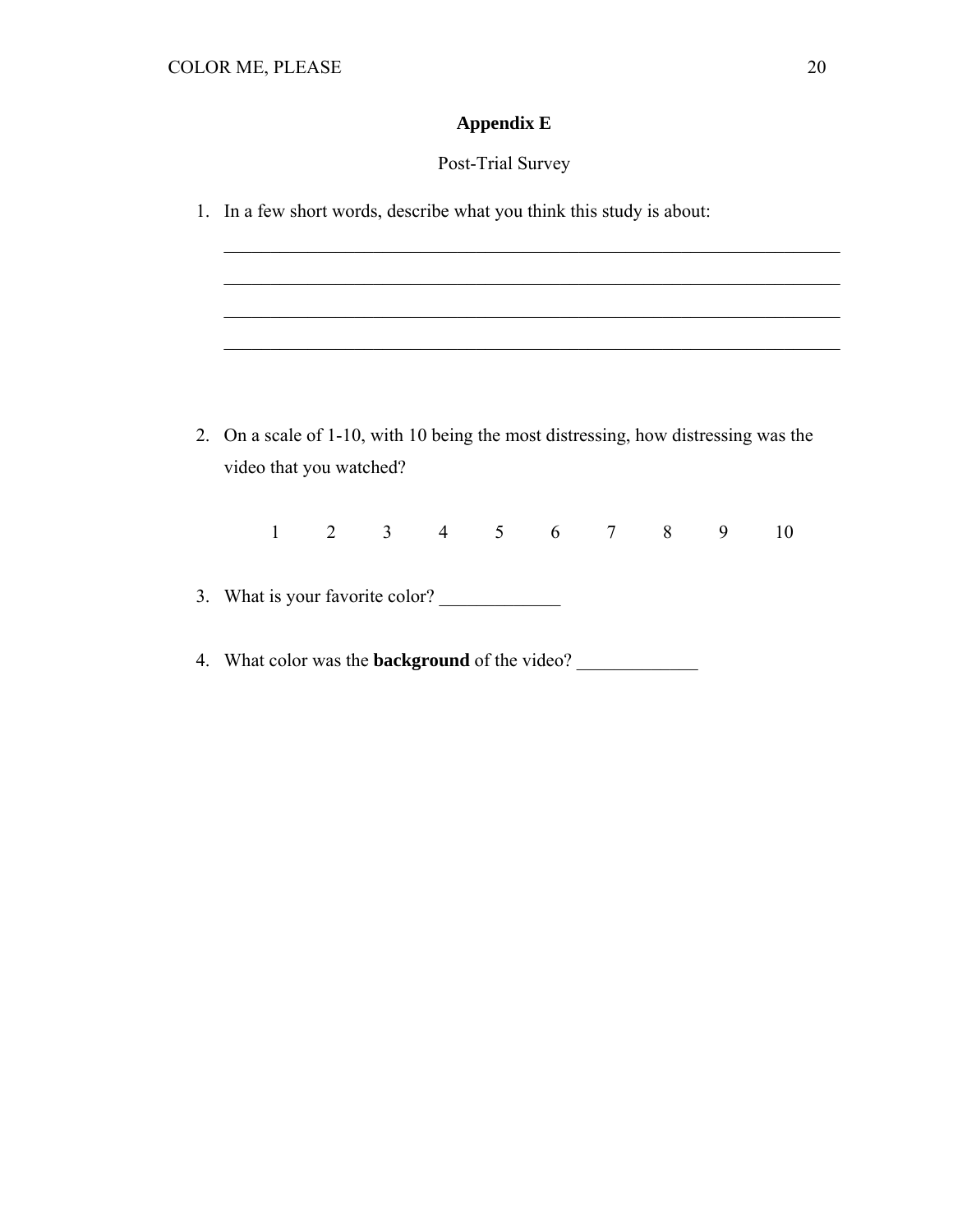## Appendix E

Post-Trial Survey

1. In a few short words, describe what you think this study is about:

   ______________________________________________________________________

   ______________________________________________________________________

   ______________________________________________________________________

   ______________________________________________________________________

2. On a scale of 1-10, with 10 being the most distressing, how distressing was the video that you watched?

   1 2 3 4 5 6 7 8 9 10

3. What is your favorite color? _____________

4. What color was the **background** of the video? _____________